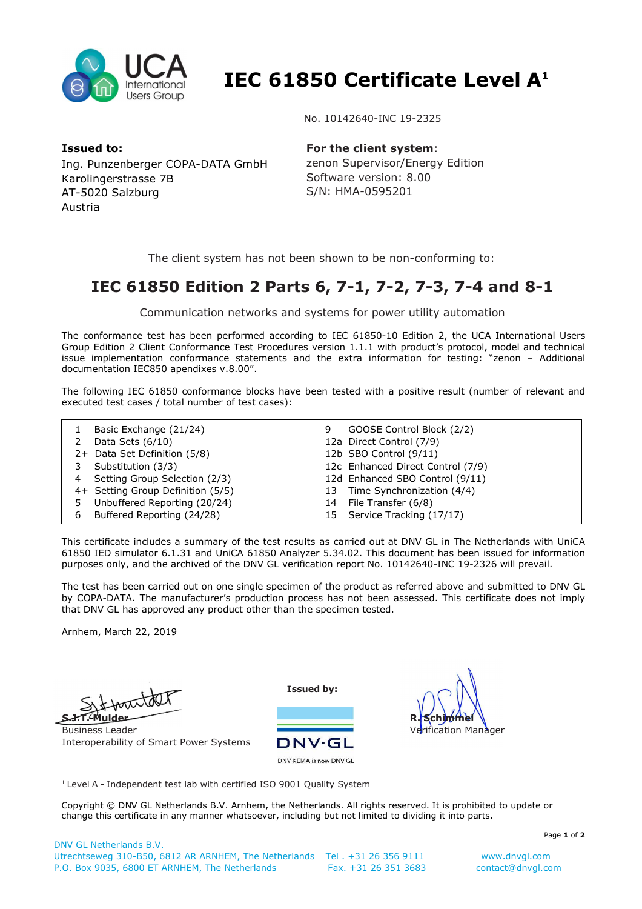# IEC 61850 Certificate Level A[1]

No. 10142640-INC 19-2325

**Issued to:**
Ing. Punzenberger COPA-DATA GmbH
Karolingerstrasse 7B
AT-5020 Salzburg
Austria

**For the client system**:
zenon Supervisor/Energy Edition
Software version: 8.00
S/N: HMA-0595201

The client system has not been shown to be non-conforming to:

## IEC 61850 Edition 2 Parts 6, 7-1, 7-2, 7-3, 7-4 and 8-1

Communication networks and systems for power utility automation

The conformance test has been performed according to IEC 61850-10 Edition 2, the UCA International Users Group Edition 2 Client Conformance Test Procedures version 1.1.1 with product's protocol, model and technical issue implementation conformance statements and the extra information for testing: "zenon – Additional documentation IEC850 apendixes v.8.00".

The following IEC 61850 conformance blocks have been tested with a positive result (number of relevant and executed test cases / total number of test cases):

| | | | |
|---|---|---|---|
| 1 | Basic Exchange (21/24) | 9 | GOOSE Control Block (2/2) |
| 2 | Data Sets (6/10) | 12a | Direct Control (7/9) |
| 2+ | Data Set Definition (5/8) | 12b | SBO Control (9/11) |
| 3 | Substitution (3/3) | 12c | Enhanced Direct Control (7/9) |
| 4 | Setting Group Selection (2/3) | 12d | Enhanced SBO Control (9/11) |
| 4+ | Setting Group Definition (5/5) | 13 | Time Synchronization (4/4) |
| 5 | Unbuffered Reporting (20/24) | 14 | File Transfer (6/8) |
| 6 | Buffered Reporting (24/28) | 15 | Service Tracking (17/17) |

This certificate includes a summary of the test results as carried out at DNV GL in The Netherlands with UniCA 61850 IED simulator 6.1.31 and UniCA 61850 Analyzer 5.34.02. This document has been issued for information purposes only, and the archived of the DNV GL verification report No. 10142640-INC 19-2326 will prevail.

The test has been carried out on one single specimen of the product as referred above and submitted to DNV GL by COPA-DATA. The manufacturer's production process has not been assessed. This certificate does not imply that DNV GL has approved any product other than the specimen tested.

Arnhem, March 22, 2019

S.J.T. Mulder
Business Leader
Interoperability of Smart Power Systems

**Issued by:**

DNV·GL
DNV KEMA is now DNV GL

R. Schimmel
Verification Manager

[1] Level A - Independent test lab with certified ISO 9001 Quality System

Copyright © DNV GL Netherlands B.V. Arnhem, the Netherlands. All rights reserved. It is prohibited to update or change this certificate in any manner whatsoever, including but not limited to dividing it into parts.

DNV GL Netherlands B.V.
Utrechtseweg 310-B50, 6812 AR ARNHEM, The Netherlands
P.O. Box 9035, 6800 ET ARNHEM, The Netherlands
Tel . +31 26 356 9111
Fax. +31 26 351 3683
www.dnvgl.com
contact@dnvgl.com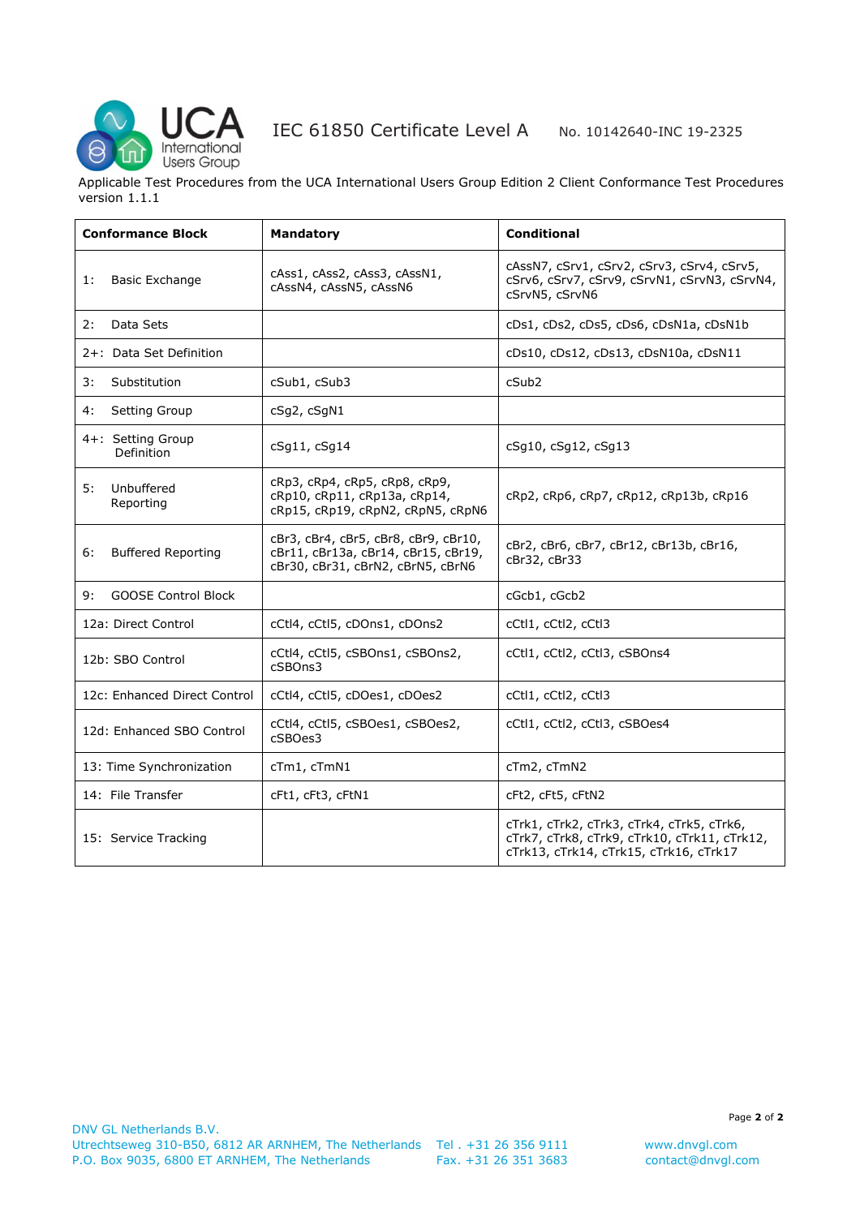IEC 61850 Certificate Level A No. 10142640-INC 19-2325

Applicable Test Procedures from the UCA International Users Group Edition 2 Client Conformance Test Procedures version 1.1.1

| Conformance Block | Mandatory | Conditional |
|---|---|---|
| 1: Basic Exchange | cAss1, cAss2, cAss3, cAssN1, cAssN4, cAssN5, cAssN6 | cAssN7, cSrv1, cSrv2, cSrv3, cSrv4, cSrv5, cSrv6, cSrv7, cSrv9, cSrvN1, cSrvN3, cSrvN4, cSrvN5, cSrvN6 |
| 2: Data Sets | | cDs1, cDs2, cDs5, cDs6, cDsN1a, cDsN1b |
| 2+: Data Set Definition | | cDs10, cDs12, cDs13, cDsN10a, cDsN11 |
| 3: Substitution | cSub1, cSub3 | cSub2 |
| 4: Setting Group | cSg2, cSgN1 | |
| 4+: Setting Group Definition | cSg11, cSg14 | cSg10, cSg12, cSg13 |
| 5: Unbuffered Reporting | cRp3, cRp4, cRp5, cRp8, cRp9, cRp10, cRp11, cRp13a, cRp14, cRp15, cRp19, cRpN2, cRpN5, cRpN6 | cRp2, cRp6, cRp7, cRp12, cRp13b, cRp16 |
| 6: Buffered Reporting | cBr3, cBr4, cBr5, cBr8, cBr9, cBr10, cBr11, cBr13a, cBr14, cBr15, cBr19, cBr30, cBr31, cBrN2, cBrN5, cBrN6 | cBr2, cBr6, cBr7, cBr12, cBr13b, cBr16, cBr32, cBr33 |
| 9: GOOSE Control Block | | cGcb1, cGcb2 |
| 12a: Direct Control | cCtl4, cCtl5, cDOns1, cDOns2 | cCtl1, cCtl2, cCtl3 |
| 12b: SBO Control | cCtl4, cCtl5, cSBOns1, cSBOns2, cSBOns3 | cCtl1, cCtl2, cCtl3, cSBOns4 |
| 12c: Enhanced Direct Control | cCtl4, cCtl5, cDOes1, cDOes2 | cCtl1, cCtl2, cCtl3 |
| 12d: Enhanced SBO Control | cCtl4, cCtl5, cSBOes1, cSBOes2, cSBOes3 | cCtl1, cCtl2, cCtl3, cSBOes4 |
| 13: Time Synchronization | cTm1, cTmN1 | cTm2, cTmN2 |
| 14: File Transfer | cFt1, cFt3, cFtN1 | cFt2, cFt5, cFtN2 |
| 15: Service Tracking | | cTrk1, cTrk2, cTrk3, cTrk4, cTrk5, cTrk6, cTrk7, cTrk8, cTrk9, cTrk10, cTrk11, cTrk12, cTrk13, cTrk14, cTrk15, cTrk16, cTrk17 |

DNV GL Netherlands B.V.
Utrechtseweg 310-B50, 6812 AR ARNHEM, The Netherlands Tel . +31 26 356 9111 www.dnvgl.com
P.O. Box 9035, 6800 ET ARNHEM, The Netherlands Fax. +31 26 351 3683 contact@dnvgl.com